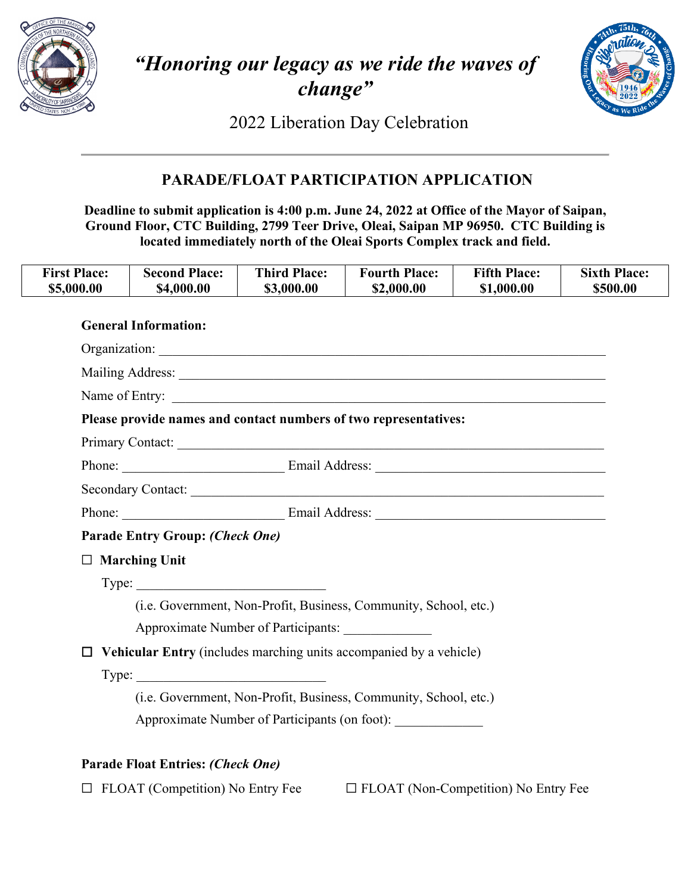# *"Honoring our legacy as we ride the waves of change"*

2022 Liberation Day Celebration

## PARADE/FLOAT PARTICIPATION APPLICATION

**Deadline to submit application is 4:00 p.m. June 24, 2022 at Office of the Mayor of Saipan, Ground Floor, CTC Building, 2799 Teer Drive, Oleai, Saipan MP 96950. CTC Building is located immediately north of the Oleai Sports Complex track and field.**

| First Place: $5,000.00 | Second Place: $4,000.00 | Third Place: $3,000.00 | Fourth Place: $2,000.00 | Fifth Place: $1,000.00 | Sixth Place: $500.00 |
|---|---|---|---|---|---|

**General Information:**

Organization: ______________________________

Mailing Address: ______________________________

Name of Entry: ______________________________

**Please provide names and contact numbers of two representatives:**

Primary Contact: ______________________________

Phone: ____________________ Email Address: ____________________

Secondary Contact: ______________________________

Phone: ____________________ Email Address: ____________________

**Parade Entry Group:** ***(Check One)***

☐ **Marching Unit**

Type: ______________________

(i.e. Government, Non-Profit, Business, Community, School, etc.)

Approximate Number of Participants: __________

☐ **Vehicular Entry** (includes marching units accompanied by a vehicle)

Type: ______________________

(i.e. Government, Non-Profit, Business, Community, School, etc.)

Approximate Number of Participants (on foot): __________

**Parade Float Entries:** ***(Check One)***

☐ FLOAT (Competition) No Entry Fee ☐ FLOAT (Non-Competition) No Entry Fee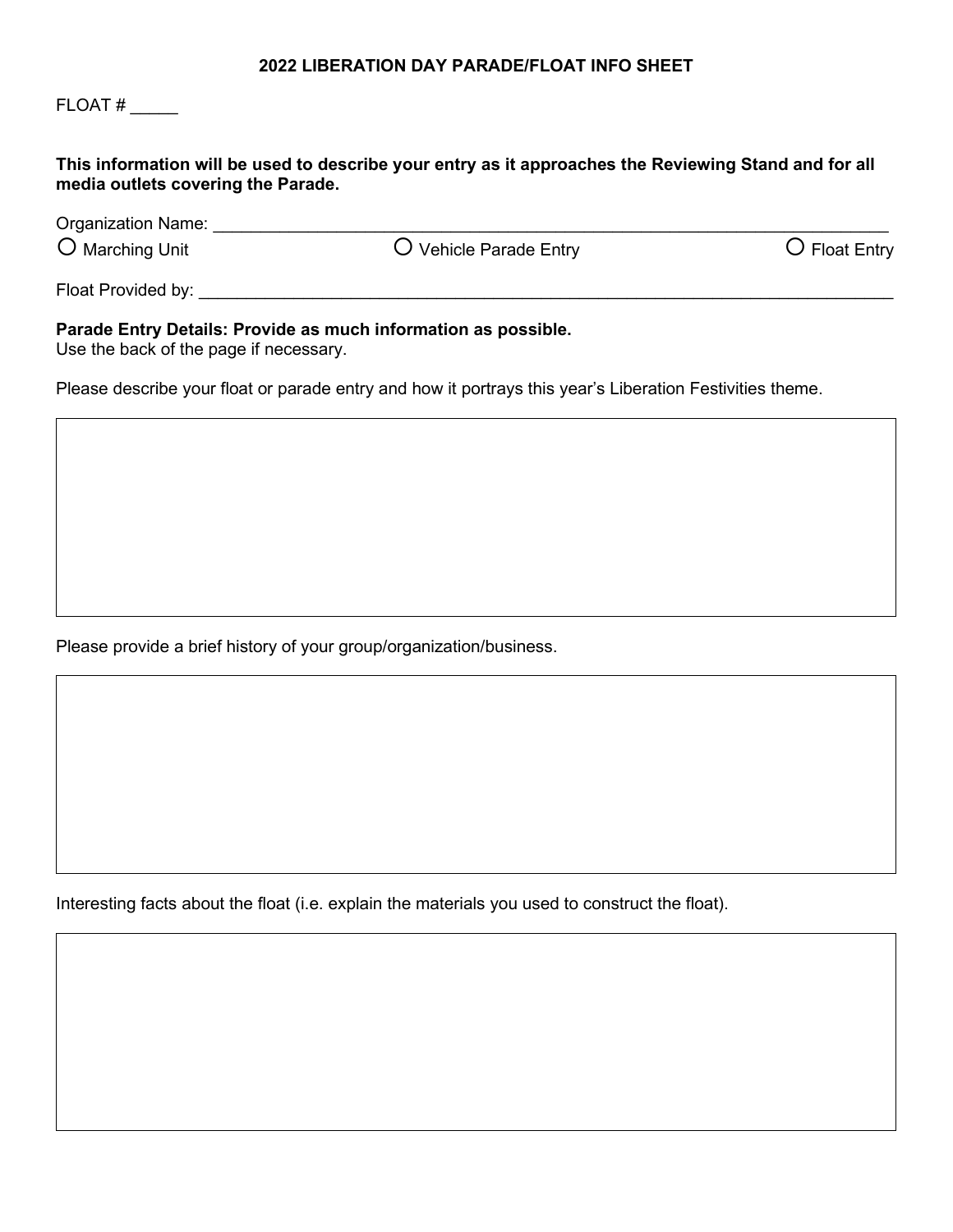# 2022 LIBERATION DAY PARADE/FLOAT INFO SHEET

FLOAT # _____

**This information will be used to describe your entry as it approaches the Reviewing Stand and for all media outlets covering the Parade.**

Organization Name: ___________________________________________________________________________

○ Marching Unit ○ Vehicle Parade Entry ○ Float Entry

Float Provided by: ____________________________________________________________________________

**Parade Entry Details: Provide as much information as possible.**
Use the back of the page if necessary.

Please describe your float or parade entry and how it portrays this year's Liberation Festivities theme.

Please provide a brief history of your group/organization/business.

Interesting facts about the float (i.e. explain the materials you used to construct the float).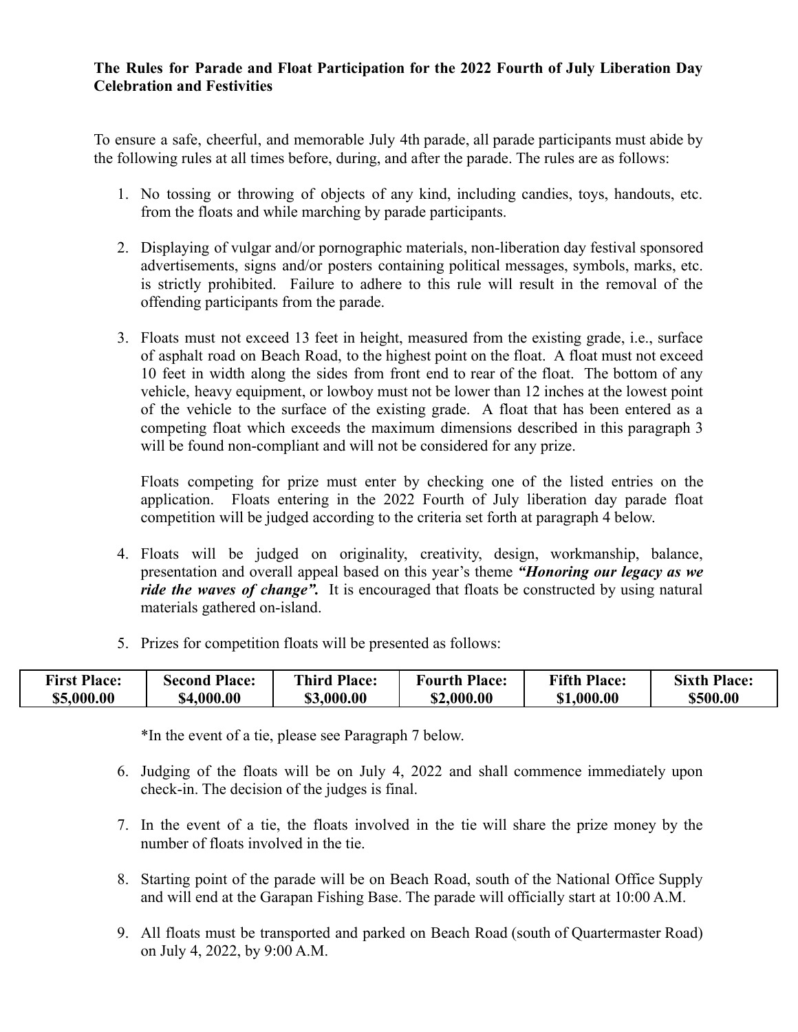**The Rules for Parade and Float Participation for the 2022 Fourth of July Liberation Day Celebration and Festivities**

To ensure a safe, cheerful, and memorable July 4th parade, all parade participants must abide by the following rules at all times before, during, and after the parade. The rules are as follows:

1. No tossing or throwing of objects of any kind, including candies, toys, handouts, etc. from the floats and while marching by parade participants.

2. Displaying of vulgar and/or pornographic materials, non-liberation day festival sponsored advertisements, signs and/or posters containing political messages, symbols, marks, etc. is strictly prohibited. Failure to adhere to this rule will result in the removal of the offending participants from the parade.

3. Floats must not exceed 13 feet in height, measured from the existing grade, i.e., surface of asphalt road on Beach Road, to the highest point on the float. A float must not exceed 10 feet in width along the sides from front end to rear of the float. The bottom of any vehicle, heavy equipment, or lowboy must not be lower than 12 inches at the lowest point of the vehicle to the surface of the existing grade. A float that has been entered as a competing float which exceeds the maximum dimensions described in this paragraph 3 will be found non-compliant and will not be considered for any prize.

   Floats competing for prize must enter by checking one of the listed entries on the application. Floats entering in the 2022 Fourth of July liberation day parade float competition will be judged according to the criteria set forth at paragraph 4 below.

4. Floats will be judged on originality, creativity, design, workmanship, balance, presentation and overall appeal based on this year's theme ***"Honoring our legacy as we ride the waves of change".*** It is encouraged that floats be constructed by using natural materials gathered on-island.

5. Prizes for competition floats will be presented as follows:

| First Place: | Second Place: | Third Place: | Fourth Place: | Fifth Place: | Sixth Place: |
|---|---|---|---|---|---|
| $5,000.00 | $4,000.00 | $3,000.00 | $2,000.00 | $1,000.00 | $500.00 |

   *In the event of a tie, please see Paragraph 7 below.

6. Judging of the floats will be on July 4, 2022 and shall commence immediately upon check-in. The decision of the judges is final.

7. In the event of a tie, the floats involved in the tie will share the prize money by the number of floats involved in the tie.

8. Starting point of the parade will be on Beach Road, south of the National Office Supply and will end at the Garapan Fishing Base. The parade will officially start at 10:00 A.M.

9. All floats must be transported and parked on Beach Road (south of Quartermaster Road) on July 4, 2022, by 9:00 A.M.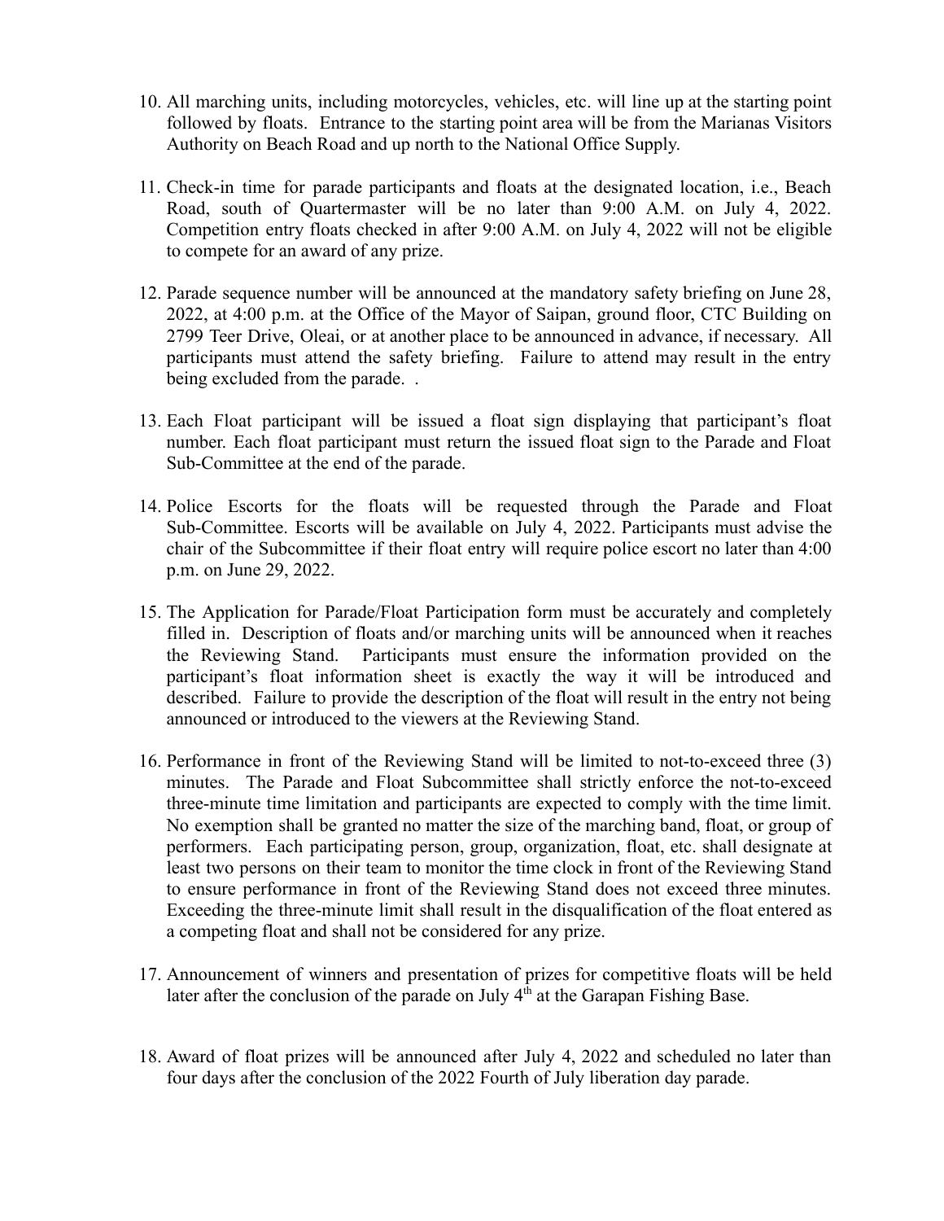10. All marching units, including motorcycles, vehicles, etc. will line up at the starting point followed by floats. Entrance to the starting point area will be from the Marianas Visitors Authority on Beach Road and up north to the National Office Supply.

11. Check-in time for parade participants and floats at the designated location, i.e., Beach Road, south of Quartermaster will be no later than 9:00 A.M. on July 4, 2022. Competition entry floats checked in after 9:00 A.M. on July 4, 2022 will not be eligible to compete for an award of any prize.

12. Parade sequence number will be announced at the mandatory safety briefing on June 28, 2022, at 4:00 p.m. at the Office of the Mayor of Saipan, ground floor, CTC Building on 2799 Teer Drive, Oleai, or at another place to be announced in advance, if necessary. All participants must attend the safety briefing. Failure to attend may result in the entry being excluded from the parade. .

13. Each Float participant will be issued a float sign displaying that participant's float number. Each float participant must return the issued float sign to the Parade and Float Sub-Committee at the end of the parade.

14. Police Escorts for the floats will be requested through the Parade and Float Sub-Committee. Escorts will be available on July 4, 2022. Participants must advise the chair of the Subcommittee if their float entry will require police escort no later than 4:00 p.m. on June 29, 2022.

15. The Application for Parade/Float Participation form must be accurately and completely filled in. Description of floats and/or marching units will be announced when it reaches the Reviewing Stand. Participants must ensure the information provided on the participant's float information sheet is exactly the way it will be introduced and described. Failure to provide the description of the float will result in the entry not being announced or introduced to the viewers at the Reviewing Stand.

16. Performance in front of the Reviewing Stand will be limited to not-to-exceed three (3) minutes. The Parade and Float Subcommittee shall strictly enforce the not-to-exceed three-minute time limitation and participants are expected to comply with the time limit. No exemption shall be granted no matter the size of the marching band, float, or group of performers. Each participating person, group, organization, float, etc. shall designate at least two persons on their team to monitor the time clock in front of the Reviewing Stand to ensure performance in front of the Reviewing Stand does not exceed three minutes. Exceeding the three-minute limit shall result in the disqualification of the float entered as a competing float and shall not be considered for any prize.

17. Announcement of winners and presentation of prizes for competitive floats will be held later after the conclusion of the parade on July 4th at the Garapan Fishing Base.

18. Award of float prizes will be announced after July 4, 2022 and scheduled no later than four days after the conclusion of the 2022 Fourth of July liberation day parade.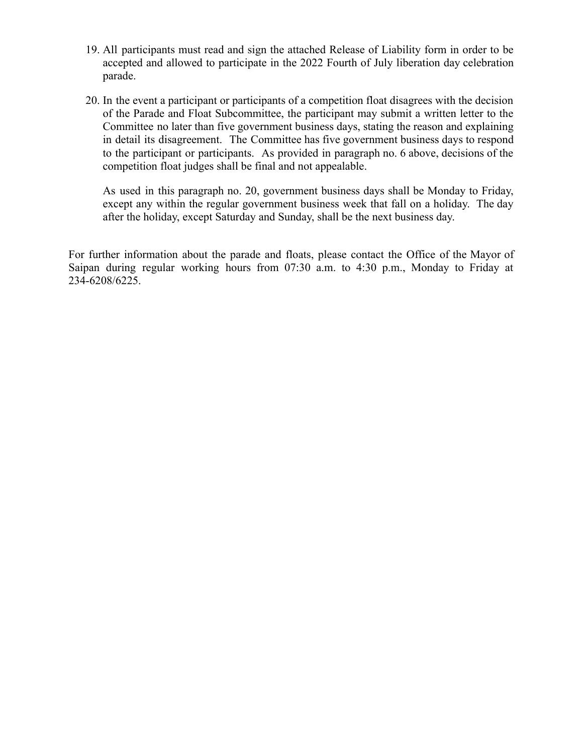19. All participants must read and sign the attached Release of Liability form in order to be accepted and allowed to participate in the 2022 Fourth of July liberation day celebration parade.

20. In the event a participant or participants of a competition float disagrees with the decision of the Parade and Float Subcommittee, the participant may submit a written letter to the Committee no later than five government business days, stating the reason and explaining in detail its disagreement. The Committee has five government business days to respond to the participant or participants. As provided in paragraph no. 6 above, decisions of the competition float judges shall be final and not appealable.

    As used in this paragraph no. 20, government business days shall be Monday to Friday, except any within the regular government business week that fall on a holiday. The day after the holiday, except Saturday and Sunday, shall be the next business day.

For further information about the parade and floats, please contact the Office of the Mayor of Saipan during regular working hours from 07:30 a.m. to 4:30 p.m., Monday to Friday at 234-6208/6225.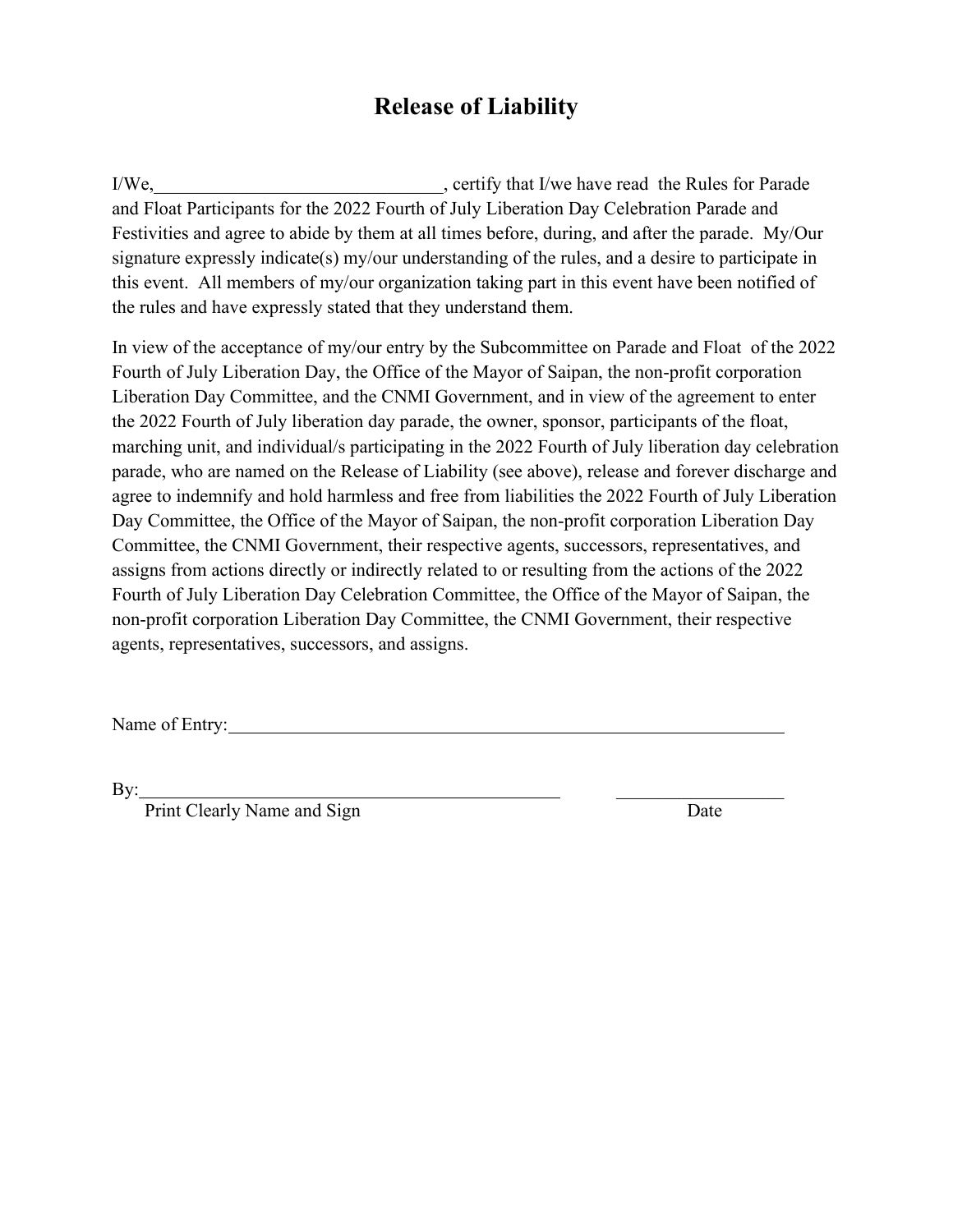# Release of Liability

I/We,______________________________, certify that I/we have read the Rules for Parade and Float Participants for the 2022 Fourth of July Liberation Day Celebration Parade and Festivities and agree to abide by them at all times before, during, and after the parade. My/Our signature expressly indicate(s) my/our understanding of the rules, and a desire to participate in this event. All members of my/our organization taking part in this event have been notified of the rules and have expressly stated that they understand them.

In view of the acceptance of my/our entry by the Subcommittee on Parade and Float of the 2022 Fourth of July Liberation Day, the Office of the Mayor of Saipan, the non-profit corporation Liberation Day Committee, and the CNMI Government, and in view of the agreement to enter the 2022 Fourth of July liberation day parade, the owner, sponsor, participants of the float, marching unit, and individual/s participating in the 2022 Fourth of July liberation day celebration parade, who are named on the Release of Liability (see above), release and forever discharge and agree to indemnify and hold harmless and free from liabilities the 2022 Fourth of July Liberation Day Committee, the Office of the Mayor of Saipan, the non-profit corporation Liberation Day Committee, the CNMI Government, their respective agents, successors, representatives, and assigns from actions directly or indirectly related to or resulting from the actions of the 2022 Fourth of July Liberation Day Celebration Committee, the Office of the Mayor of Saipan, the non-profit corporation Liberation Day Committee, the CNMI Government, their respective agents, representatives, successors, and assigns.

Name of Entry:______________________________________________________________

By:______________________________________________ __________________

Print Clearly Name and Sign Date